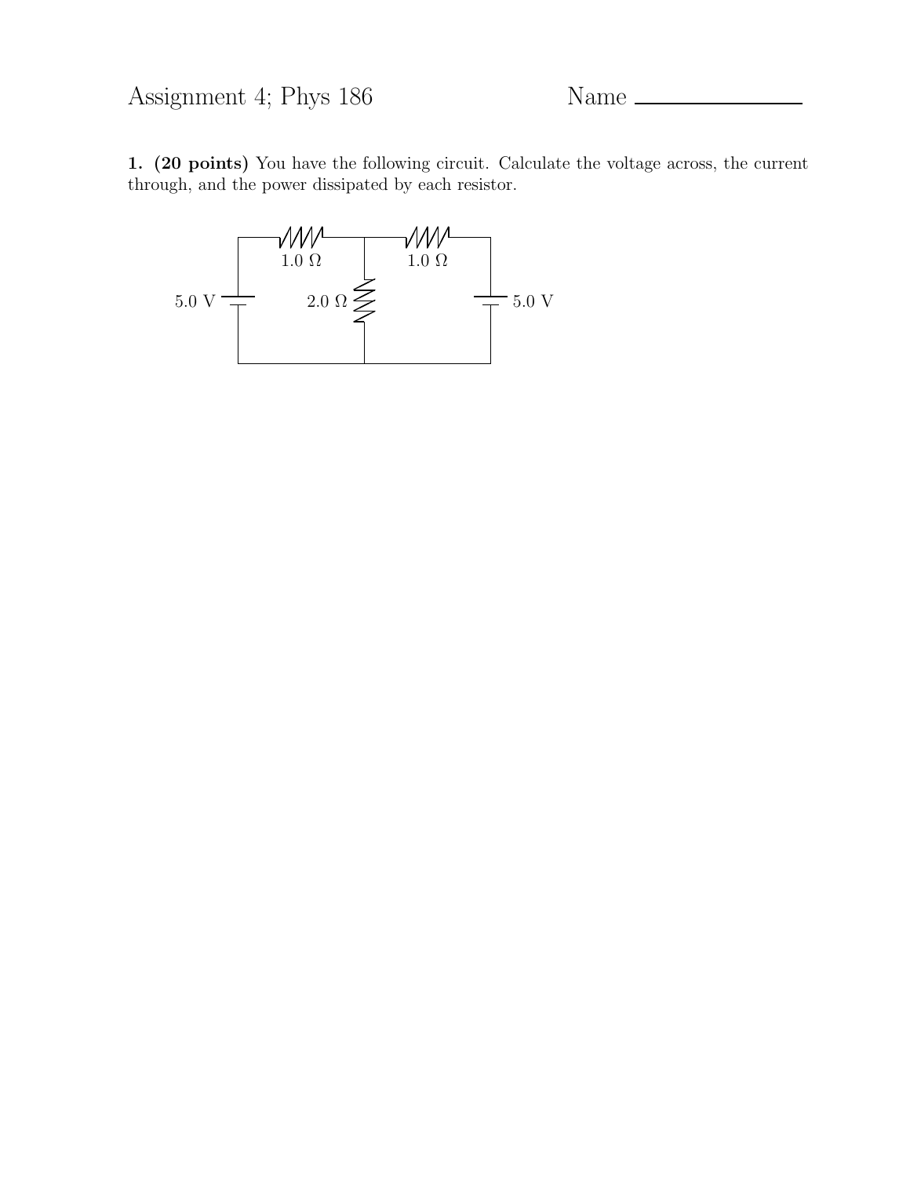Assignment 4; Phys 186 Name ______________

**1. (20 points)** You have the following circuit. Calculate the voltage across, the current through, and the power dissipated by each resistor.

1.0 Ω 1.0 Ω

5.0 V 2.0 Ω 5.0 V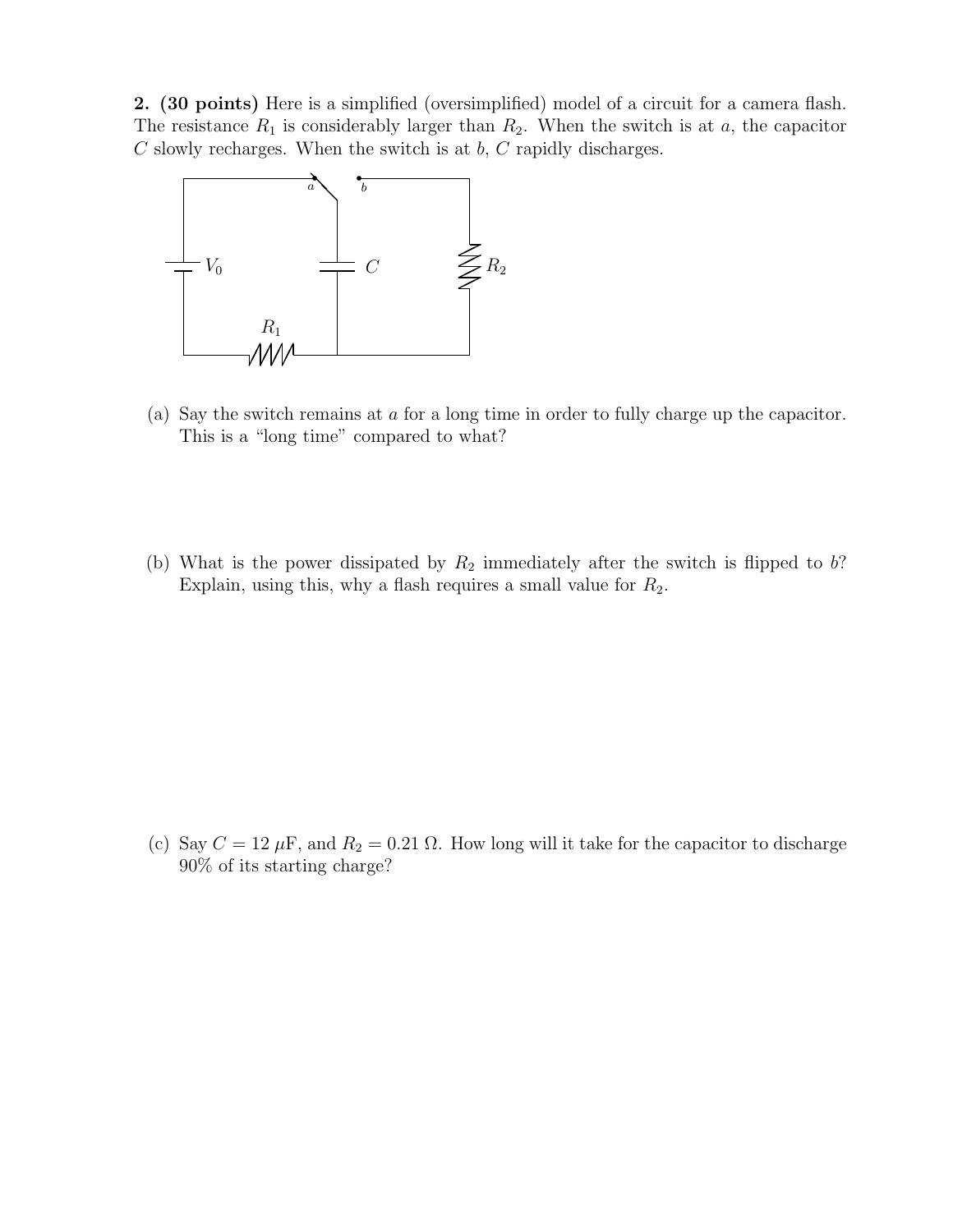**2. (30 points)** Here is a simplified (oversimplified) model of a circuit for a camera flash. The resistance $R_1$ is considerably larger than $R_2$. When the switch is at $a$, the capacitor $C$ slowly recharges. When the switch is at $b$, $C$ rapidly discharges.

(a) Say the switch remains at $a$ for a long time in order to fully charge up the capacitor. This is a "long time" compared to what?

(b) What is the power dissipated by $R_2$ immediately after the switch is flipped to $b$? Explain, using this, why a flash requires a small value for $R_2$.

(c) Say $C = 12\ \mu\text{F}$, and $R_2 = 0.21\ \Omega$. How long will it take for the capacitor to discharge 90% of its starting charge?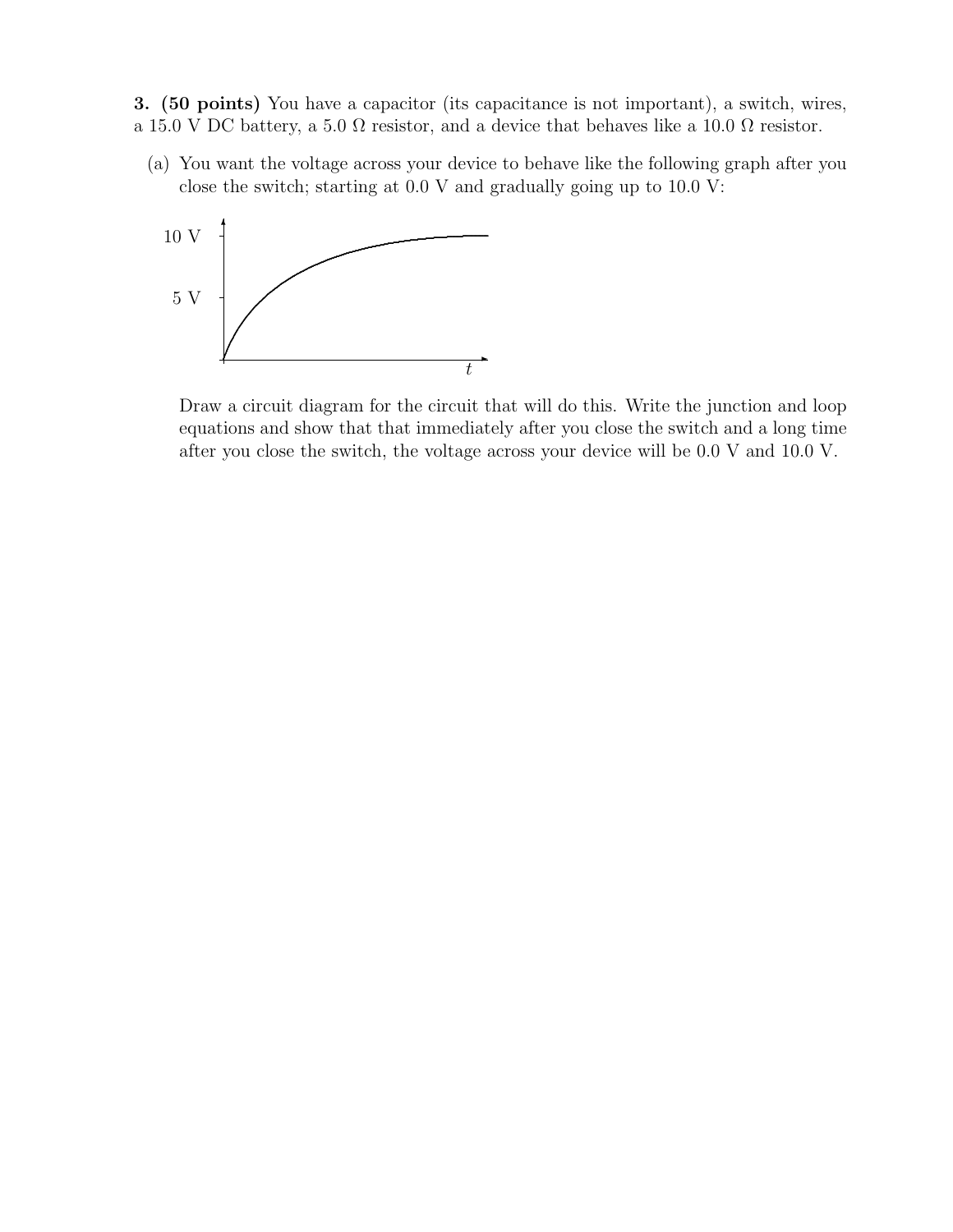**3. (50 points)** You have a capacitor (its capacitance is not important), a switch, wires, a 15.0 V DC battery, a 5.0 Ω resistor, and a device that behaves like a 10.0 Ω resistor.

(a) You want the voltage across your device to behave like the following graph after you close the switch; starting at 0.0 V and gradually going up to 10.0 V:

Draw a circuit diagram for the circuit that will do this. Write the junction and loop equations and show that that immediately after you close the switch and a long time after you close the switch, the voltage across your device will be 0.0 V and 10.0 V.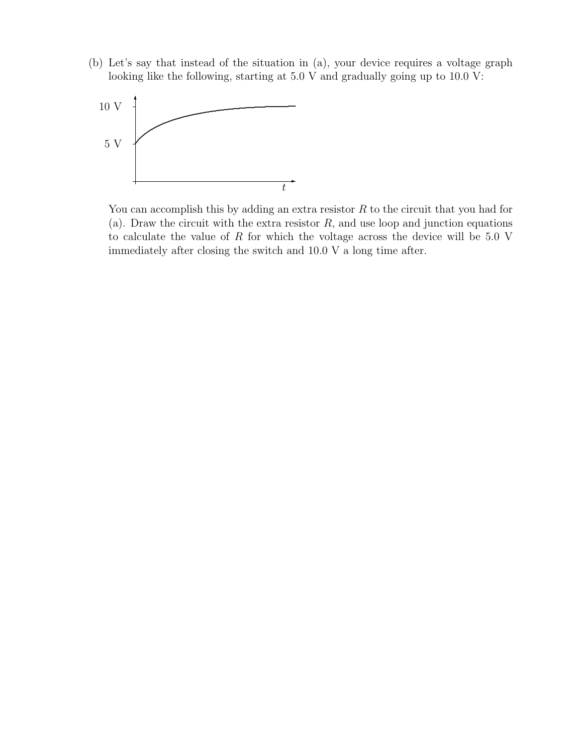(b) Let's say that instead of the situation in (a), your device requires a voltage graph looking like the following, starting at 5.0 V and gradually going up to 10.0 V:

10 V

5 V

$t$

You can accomplish this by adding an extra resistor $R$ to the circuit that you had for (a). Draw the circuit with the extra resistor $R$, and use loop and junction equations to calculate the value of $R$ for which the voltage across the device will be 5.0 V immediately after closing the switch and 10.0 V a long time after.